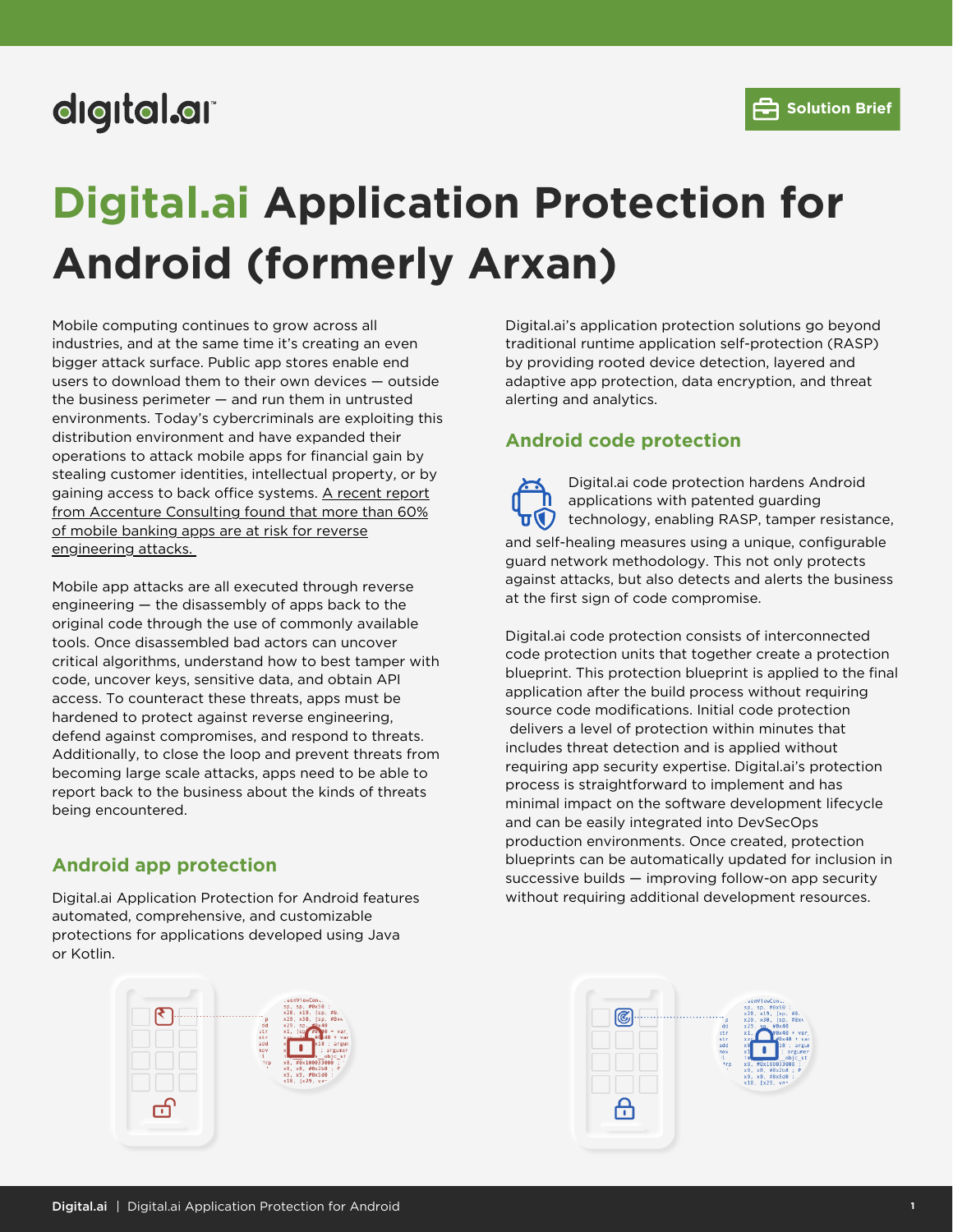Solution Brief

# Digital.ai Application Protection for Android (formerly Arxan)

Mobile computing continues to grow across all industries, and at the same time it's creating an even bigger attack surface. Public app stores enable end users to download them to their own devices — outside the business perimeter — and run them in untrusted environments. Today's cybercriminals are exploiting this distribution environment and have expanded their operations to attack mobile apps for financial gain by stealing customer identities, intellectual property, or by gaining access to back office systems. A recent report from Accenture Consulting found that more than 60% of mobile banking apps are at risk for reverse engineering attacks.

Mobile app attacks are all executed through reverse engineering — the disassembly of apps back to the original code through the use of commonly available tools. Once disassembled bad actors can uncover critical algorithms, understand how to best tamper with code, uncover keys, sensitive data, and obtain API access. To counteract these threats, apps must be hardened to protect against reverse engineering, defend against compromises, and respond to threats. Additionally, to close the loop and prevent threats from becoming large scale attacks, apps need to be able to report back to the business about the kinds of threats being encountered.

## Android app protection

Digital.ai Application Protection for Android features automated, comprehensive, and customizable protections for applications developed using Java or Kotlin.

Digital.ai's application protection solutions go beyond traditional runtime application self-protection (RASP) by providing rooted device detection, layered and adaptive app protection, data encryption, and threat alerting and analytics.

## Android code protection

Digital.ai code protection hardens Android applications with patented guarding technology, enabling RASP, tamper resistance, and self-healing measures using a unique, configurable guard network methodology. This not only protects against attacks, but also detects and alerts the business at the first sign of code compromise.

Digital.ai code protection consists of interconnected code protection units that together create a protection blueprint. This protection blueprint is applied to the final application after the build process without requiring source code modifications. Initial code protection delivers a level of protection within minutes that includes threat detection and is applied without requiring app security expertise. Digital.ai's protection process is straightforward to implement and has minimal impact on the software development lifecycle and can be easily integrated into DevSecOps production environments. Once created, protection blueprints can be automatically updated for inclusion in successive builds — improving follow-on app security without requiring additional development resources.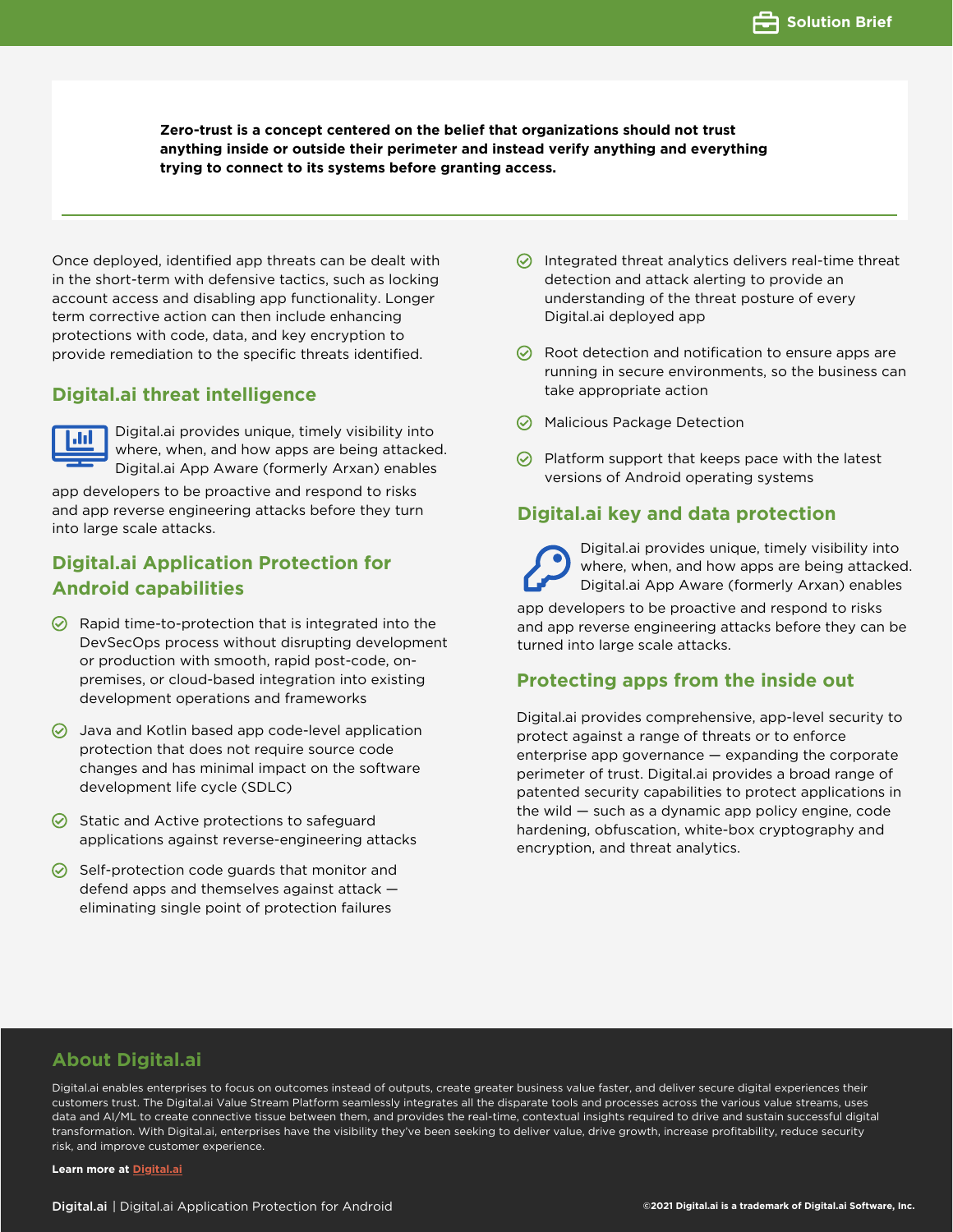**Zero-trust is a concept centered on the belief that organizations should not trust anything inside or outside their perimeter and instead verify anything and everything trying to connect to its systems before granting access.**

Once deployed, identified app threats can be dealt with in the short-term with defensive tactics, such as locking account access and disabling app functionality. Longer term corrective action can then include enhancing protections with code, data, and key encryption to provide remediation to the specific threats identified.

## Digital.ai threat intelligence

Digital.ai provides unique, timely visibility into where, when, and how apps are being attacked. Digital.ai App Aware (formerly Arxan) enables app developers to be proactive and respond to risks and app reverse engineering attacks before they turn into large scale attacks.

## Digital.ai Application Protection for Android capabilities

- Rapid time-to-protection that is integrated into the DevSecOps process without disrupting development or production with smooth, rapid post-code, on-premises, or cloud-based integration into existing development operations and frameworks
- Java and Kotlin based app code-level application protection that does not require source code changes and has minimal impact on the software development life cycle (SDLC)
- Static and Active protections to safeguard applications against reverse-engineering attacks
- Self-protection code guards that monitor and defend apps and themselves against attack — eliminating single point of protection failures
- Integrated threat analytics delivers real-time threat detection and attack alerting to provide an understanding of the threat posture of every Digital.ai deployed app
- Root detection and notification to ensure apps are running in secure environments, so the business can take appropriate action
- Malicious Package Detection
- Platform support that keeps pace with the latest versions of Android operating systems

## Digital.ai key and data protection

Digital.ai provides unique, timely visibility into where, when, and how apps are being attacked. Digital.ai App Aware (formerly Arxan) enables app developers to be proactive and respond to risks and app reverse engineering attacks before they can be turned into large scale attacks.

## Protecting apps from the inside out

Digital.ai provides comprehensive, app-level security to protect against a range of threats or to enforce enterprise app governance — expanding the corporate perimeter of trust. Digital.ai provides a broad range of patented security capabilities to protect applications in the wild — such as a dynamic app policy engine, code hardening, obfuscation, white-box cryptography and encryption, and threat analytics.

## About Digital.ai

Digital.ai enables enterprises to focus on outcomes instead of outputs, create greater business value faster, and deliver secure digital experiences their customers trust. The Digital.ai Value Stream Platform seamlessly integrates all the disparate tools and processes across the various value streams, uses data and AI/ML to create connective tissue between them, and provides the real-time, contextual insights required to drive and sustain successful digital transformation. With Digital.ai, enterprises have the visibility they've been seeking to deliver value, drive growth, increase profitability, reduce security risk, and improve customer experience.

**Learn more at** [Digital.ai](Digital.ai)

©2021 Digital.ai is a trademark of Digital.ai Software, Inc.